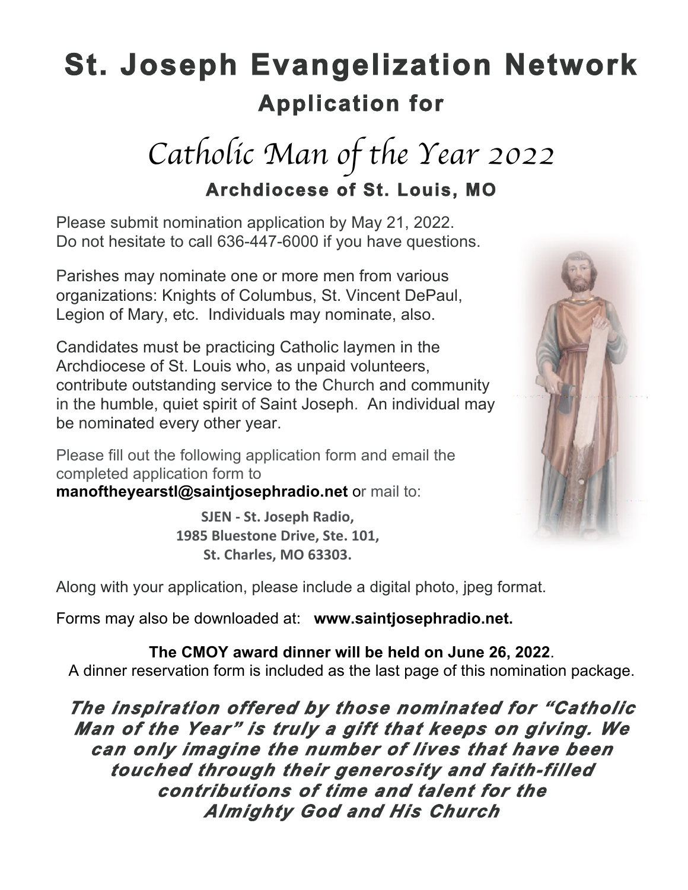# St. Joseph Evangelization Network

## Application for

# *Catholic Man of the Year 2022*

## Archdiocese of St. Louis, MO

Please submit nomination application by May 21, 2022.
Do not hesitate to call 636-447-6000 if you have questions.

Parishes may nominate one or more men from various organizations: Knights of Columbus, St. Vincent DePaul, Legion of Mary, etc. Individuals may nominate, also.

Candidates must be practicing Catholic laymen in the Archdiocese of St. Louis who, as unpaid volunteers, contribute outstanding service to the Church and community in the humble, quiet spirit of Saint Joseph. An individual may be nominated every other year.

Please fill out the following application form and email the completed application form to **manoftheyearstl@saintjosephradio.net** or mail to:

**SJEN - St. Joseph Radio,**
**1985 Bluestone Drive, Ste. 101,**
**St. Charles, MO 63303.**

Along with your application, please include a digital photo, jpeg format.

Forms may also be downloaded at: **www.saintjosephradio.net.**

**The CMOY award dinner will be held on June 26, 2022**.
A dinner reservation form is included as the last page of this nomination package.

***The inspiration offered by those nominated for "Catholic Man of the Year" is truly a gift that keeps on giving. We can only imagine the number of lives that have been touched through their generosity and faith-filled contributions of time and talent for the Almighty God and His Church***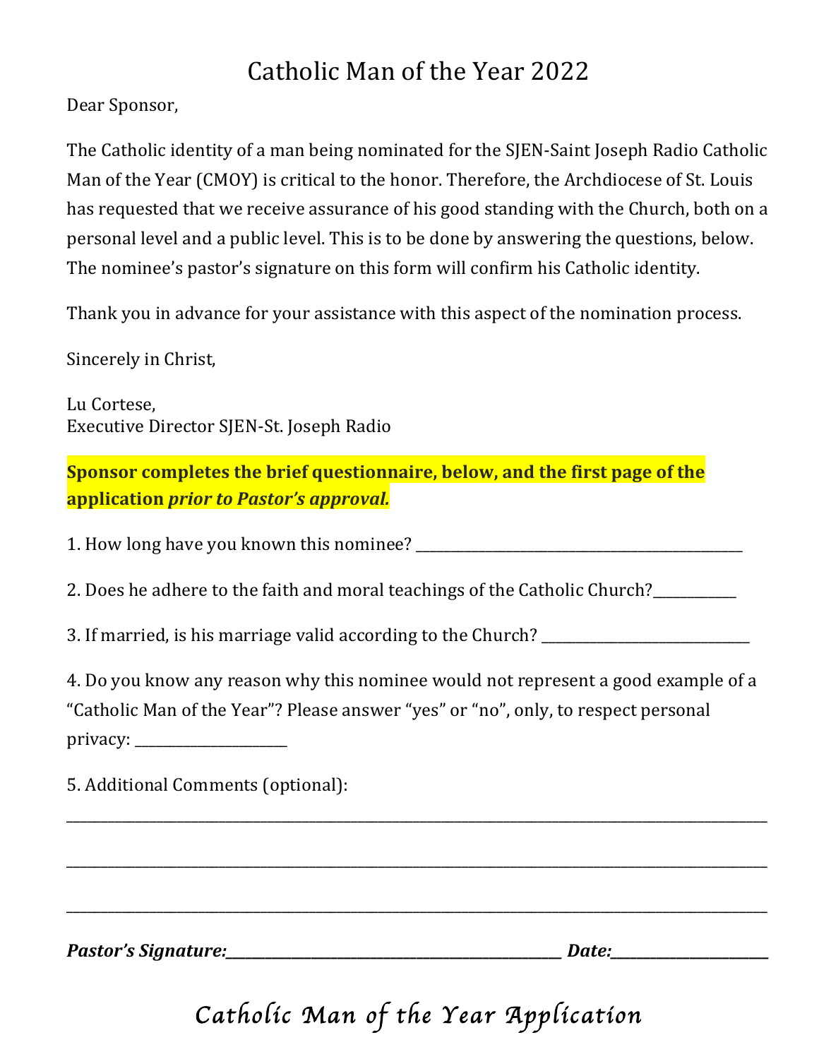# Catholic Man of the Year 2022

Dear Sponsor,

The Catholic identity of a man being nominated for the SJEN-Saint Joseph Radio Catholic Man of the Year (CMOY) is critical to the honor. Therefore, the Archdiocese of St. Louis has requested that we receive assurance of his good standing with the Church, both on a personal level and a public level. This is to be done by answering the questions, below. The nominee's pastor's signature on this form will confirm his Catholic identity.

Thank you in advance for your assistance with this aspect of the nomination process.

Sincerely in Christ,

Lu Cortese,
Executive Director SJEN-St. Joseph Radio

**Sponsor completes the brief questionnaire, below, and the first page of the application *prior to Pastor's approval.***

1. How long have you known this nominee? _______________________________________________

2. Does he adhere to the faith and moral teachings of the Catholic Church?____________

3. If married, is his marriage valid according to the Church? _____________________________

4. Do you know any reason why this nominee would not represent a good example of a "Catholic Man of the Year"? Please answer "yes" or "no", only, to respect personal privacy: ______________________

5. Additional Comments (optional):

_____________________________________________________________________________________________

_____________________________________________________________________________________________

_____________________________________________________________________________________________

***Pastor's Signature:_______________________________________________ Date:______________________***

# *Catholic Man of the Year Application*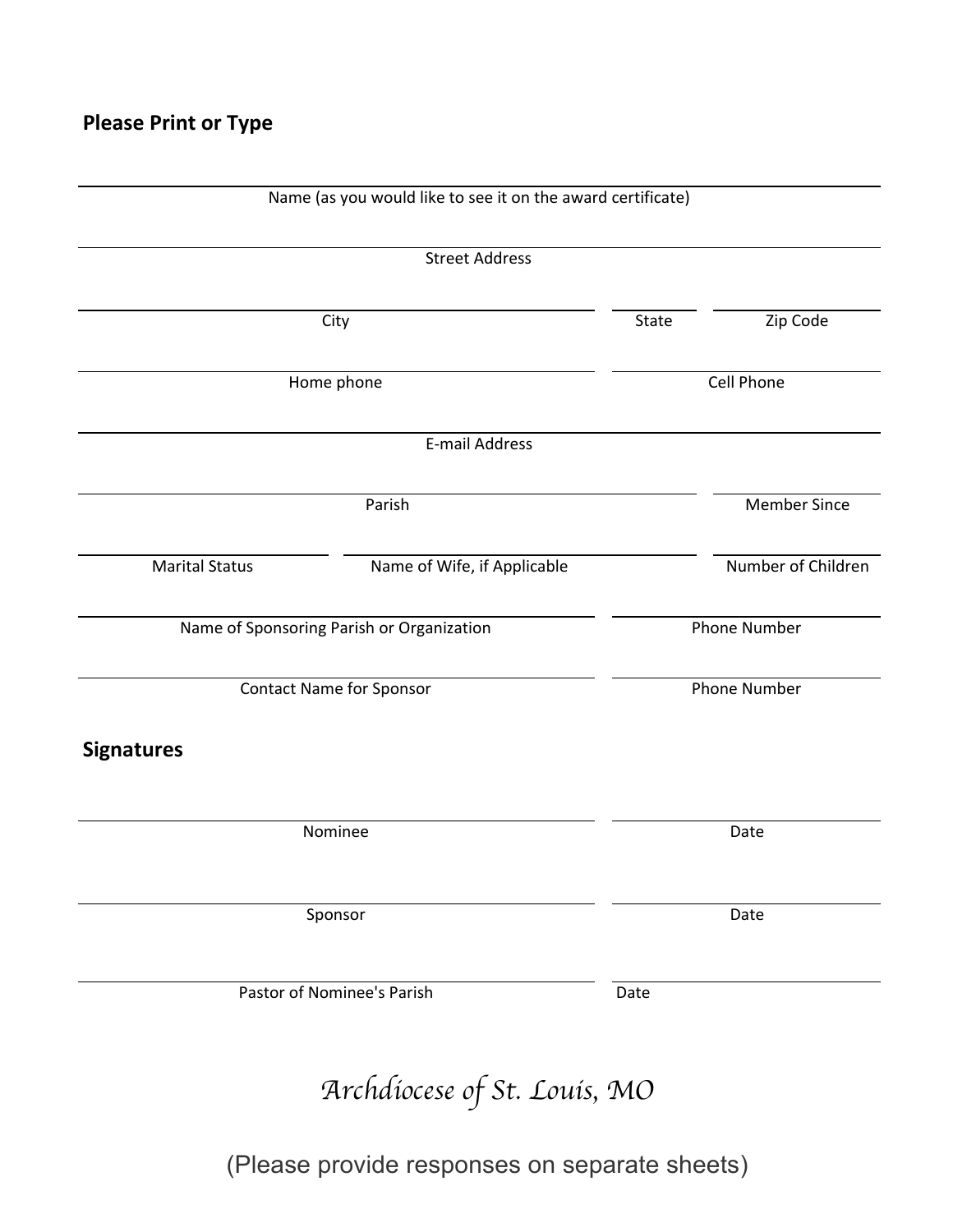**Please Print or Type**

Name (as you would like to see it on the award certificate)

Street Address

City | State | Zip Code

Home phone | Cell Phone

E-mail Address

Parish | Member Since

Marital Status | Name of Wife, if Applicable | Number of Children

Name of Sponsoring Parish or Organization | Phone Number

Contact Name for Sponsor | Phone Number

**Signatures**

Nominee | Date

Sponsor | Date

Pastor of Nominee's Parish | Date

*Archdiocese of St. Louis, MO*

(Please provide responses on separate sheets)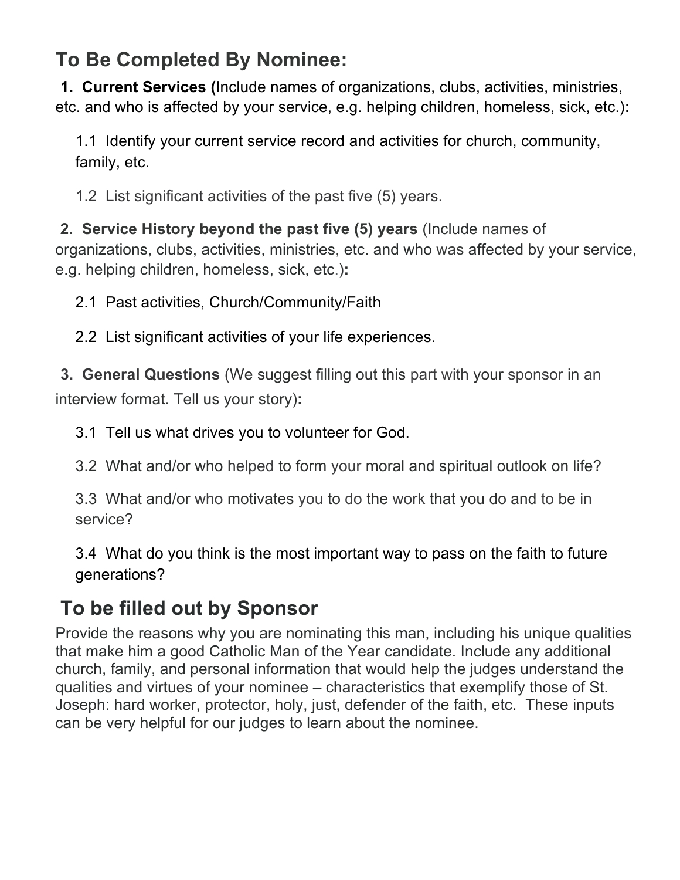## To Be Completed By Nominee:

**1. Current Services (**Include names of organizations, clubs, activities, ministries, etc. and who is affected by your service, e.g. helping children, homeless, sick, etc.)**:**

1.1 Identify your current service record and activities for church, community, family, etc.

1.2 List significant activities of the past five (5) years.

**2. Service History beyond the past five (5) years** (Include names of organizations, clubs, activities, ministries, etc. and who was affected by your service, e.g. helping children, homeless, sick, etc.)**:**

2.1 Past activities, Church/Community/Faith

2.2 List significant activities of your life experiences.

**3. General Questions** (We suggest filling out this part with your sponsor in an interview format. Tell us your story)**:**

3.1 Tell us what drives you to volunteer for God.

3.2 What and/or who helped to form your moral and spiritual outlook on life?

3.3 What and/or who motivates you to do the work that you do and to be in service?

3.4 What do you think is the most important way to pass on the faith to future generations?

## To be filled out by Sponsor

Provide the reasons why you are nominating this man, including his unique qualities that make him a good Catholic Man of the Year candidate. Include any additional church, family, and personal information that would help the judges understand the qualities and virtues of your nominee – characteristics that exemplify those of St. Joseph: hard worker, protector, holy, just, defender of the faith, etc. These inputs can be very helpful for our judges to learn about the nominee.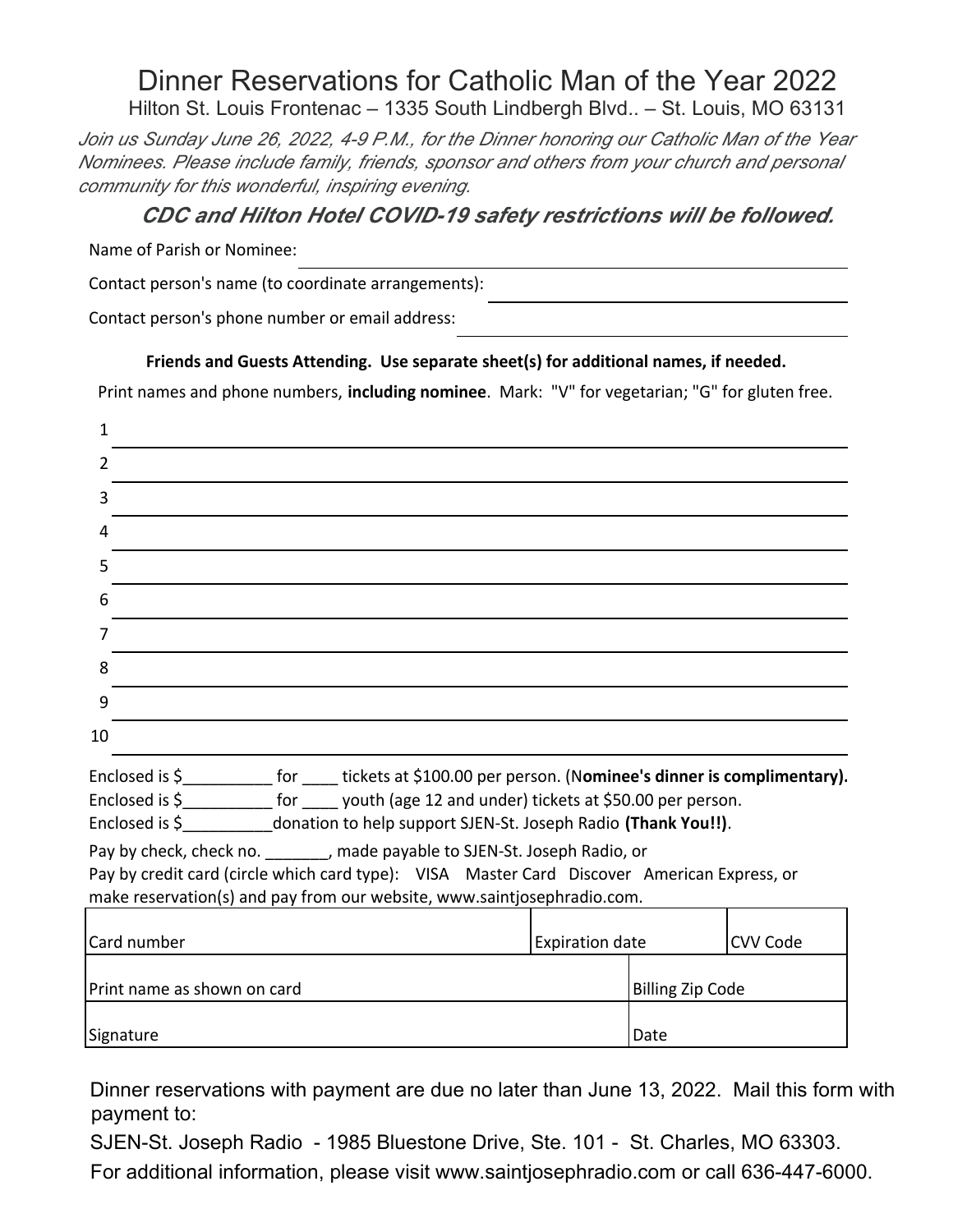# Dinner Reservations for Catholic Man of the Year 2022

Hilton St. Louis Frontenac – 1335 South Lindbergh Blvd.. – St. Louis, MO 63131

*Join us Sunday June 26, 2022, 4-9 P.M., for the Dinner honoring our Catholic Man of the Year Nominees. Please include family, friends, sponsor and others from your church and personal community for this wonderful, inspiring evening.*

***CDC and Hilton Hotel COVID-19 safety restrictions will be followed.***

Name of Parish or Nominee: ______________________________

Contact person's name (to coordinate arrangements): ______________________________

Contact person's phone number or email address: ______________________________

**Friends and Guests Attending. Use separate sheet(s) for additional names, if needed.**

Print names and phone numbers, **including nominee**. Mark: "V" for vegetarian; "G" for gluten free.

1 ______________________________
2 ______________________________
3 ______________________________
4 ______________________________
5 ______________________________
6 ______________________________
7 ______________________________
8 ______________________________
9 ______________________________
10 ______________________________

Enclosed is $__________ for ____ tickets at $100.00 per person. (N**ominee's dinner is complimentary).**
Enclosed is $__________ for ____ youth (age 12 and under) tickets at $50.00 per person.
Enclosed is $__________donation to help support SJEN-St. Joseph Radio **(Thank You!!)**.

Pay by check, check no. _______, made payable to SJEN-St. Joseph Radio, or
Pay by credit card (circle which card type): VISA Master Card Discover American Express, or
make reservation(s) and pay from our website, www.saintjosephradio.com.

| | | |
|---|---|---|
| Card number | Expiration date | CVV Code |
| Print name as shown on card | Billing Zip Code | |
| Signature | Date | |

Dinner reservations with payment are due no later than June 13, 2022. Mail this form with payment to:

SJEN-St. Joseph Radio - 1985 Bluestone Drive, Ste. 101 - St. Charles, MO 63303.

For additional information, please visit www.saintjosephradio.com or call 636-447-6000.